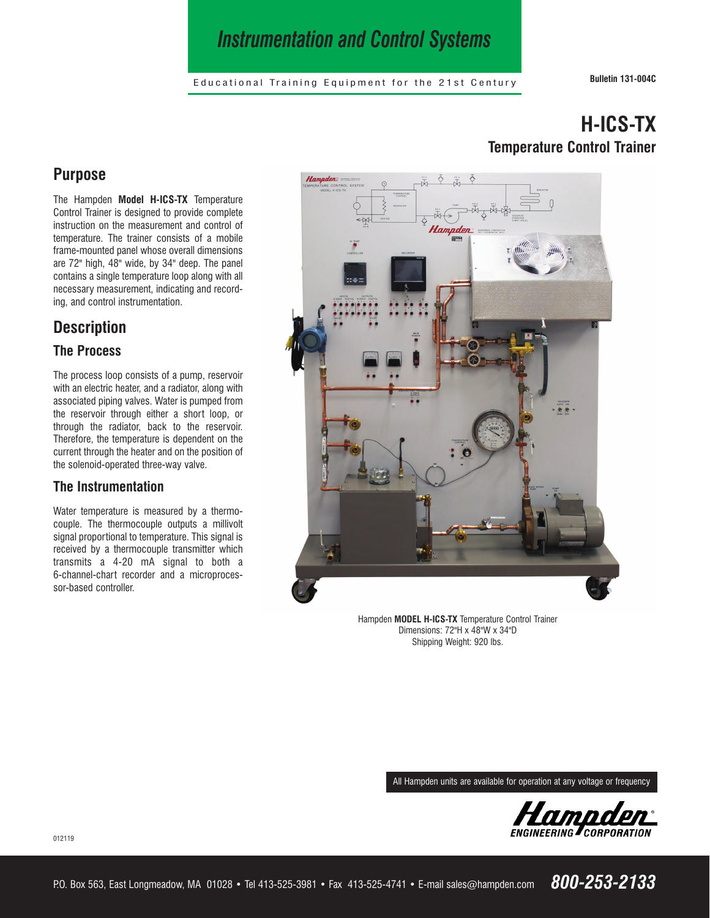# Instrumentation and Control Systems

Educational Training Equipment for the 21st Century

Bulletin 131-004C

# H-ICS-TX

## Temperature Control Trainer

## Purpose

The Hampden **Model H-ICS-TX** Temperature Control Trainer is designed to provide complete instruction on the measurement and control of temperature. The trainer consists of a mobile frame-mounted panel whose overall dimensions are 72" high, 48" wide, by 34" deep. The panel contains a single temperature loop along with all necessary measurement, indicating and recording, and control instrumentation.

## Description

### The Process

The process loop consists of a pump, reservoir with an electric heater, and a radiator, along with associated piping valves. Water is pumped from the reservoir through either a short loop, or through the radiator, back to the reservoir. Therefore, the temperature is dependent on the current through the heater and on the position of the solenoid-operated three-way valve.

### The Instrumentation

Water temperature is measured by a thermocouple. The thermocouple outputs a millivolt signal proportional to temperature. This signal is received by a thermocouple transmitter which transmits a 4-20 mA signal to both a 6-channel-chart recorder and a microprocessor-based controller.

Hampden **MODEL H-ICS-TX** Temperature Control Trainer
Dimensions: 72"H x 48"W x 34"D
Shipping Weight: 920 lbs.

All Hampden units are available for operation at any voltage or frequency

012119

P.O. Box 563, East Longmeadow, MA 01028 • Tel 413-525-3981 • Fax 413-525-4741 • E-mail sales@hampden.com **800-253-2133**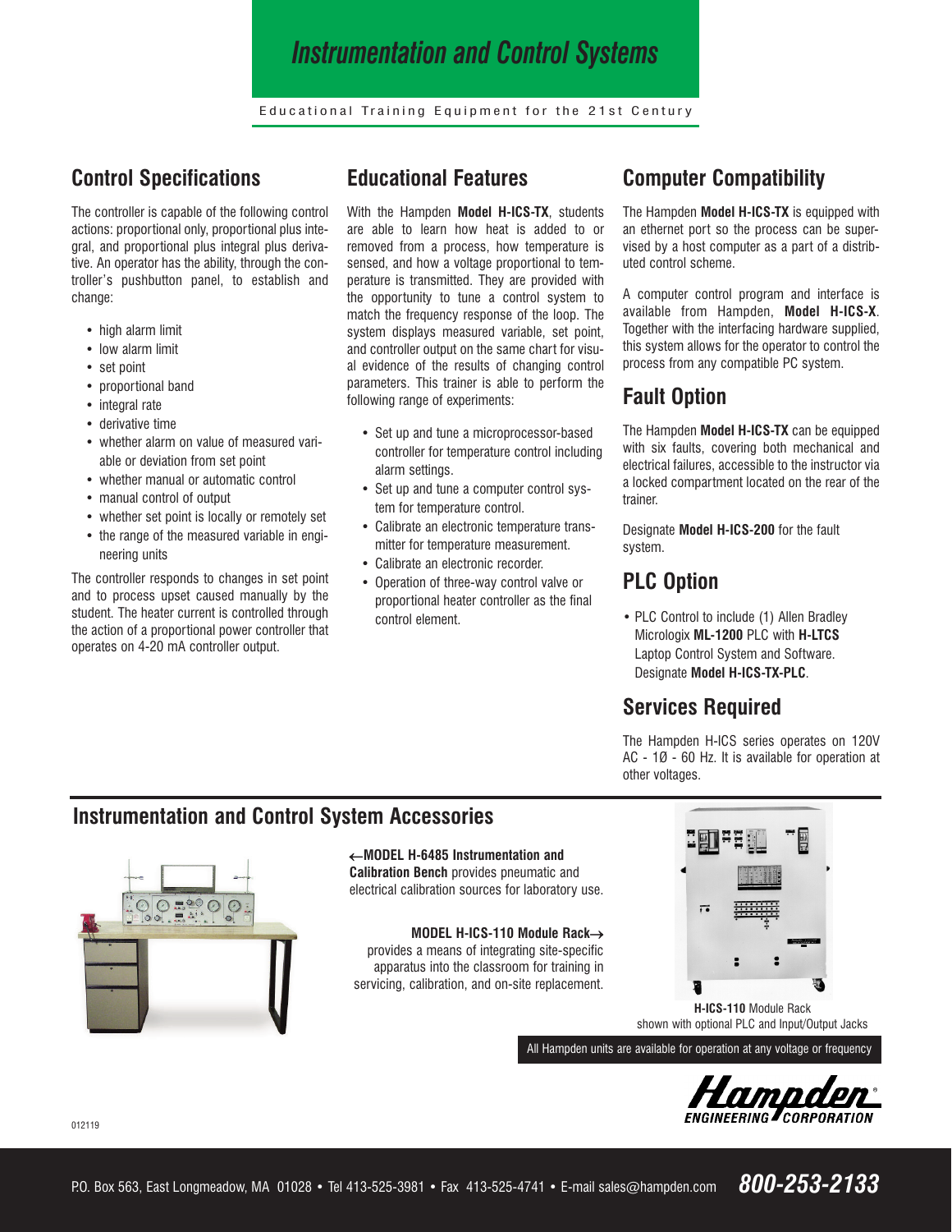# Instrumentation and Control Systems

Educational Training Equipment for the 21st Century

## Control Specifications

The controller is capable of the following control actions: proportional only, proportional plus integral, and proportional plus integral plus derivative. An operator has the ability, through the controller's pushbutton panel, to establish and change:

- high alarm limit
- low alarm limit
- set point
- proportional band
- integral rate
- derivative time
- whether alarm on value of measured variable or deviation from set point
- whether manual or automatic control
- manual control of output
- whether set point is locally or remotely set
- the range of the measured variable in engineering units

The controller responds to changes in set point and to process upset caused manually by the student. The heater current is controlled through the action of a proportional power controller that operates on 4-20 mA controller output.

## Educational Features

With the Hampden **Model H-ICS-TX**, students are able to learn how heat is added to or removed from a process, how temperature is sensed, and how a voltage proportional to temperature is transmitted. They are provided with the opportunity to tune a control system to match the frequency response of the loop. The system displays measured variable, set point, and controller output on the same chart for visual evidence of the results of changing control parameters. This trainer is able to perform the following range of experiments:

- Set up and tune a microprocessor-based controller for temperature control including alarm settings.
- Set up and tune a computer control system for temperature control.
- Calibrate an electronic temperature transmitter for temperature measurement.
- Calibrate an electronic recorder.
- Operation of three-way control valve or proportional heater controller as the final control element.

## Computer Compatibility

The Hampden **Model H-ICS-TX** is equipped with an ethernet port so the process can be supervised by a host computer as a part of a distributed control scheme.

A computer control program and interface is available from Hampden, **Model H-ICS-X**. Together with the interfacing hardware supplied, this system allows for the operator to control the process from any compatible PC system.

## Fault Option

The Hampden **Model H-ICS-TX** can be equipped with six faults, covering both mechanical and electrical failures, accessible to the instructor via a locked compartment located on the rear of the trainer.

Designate **Model H-ICS-200** for the fault system.

## PLC Option

- PLC Control to include (1) Allen Bradley Micrologix **ML-1200** PLC with **H-LTCS** Laptop Control System and Software. Designate **Model H-ICS-TX-PLC**.

## Services Required

The Hampden H-ICS series operates on 120V AC - 1Ø - 60 Hz. It is available for operation at other voltages.

## Instrumentation and Control System Accessories

←**MODEL H-6485 Instrumentation and Calibration Bench** provides pneumatic and electrical calibration sources for laboratory use.

**MODEL H-ICS-110 Module Rack**→ provides a means of integrating site-specific apparatus into the classroom for training in servicing, calibration, and on-site replacement.

**H-ICS-110** Module Rack shown with optional PLC and Input/Output Jacks

All Hampden units are available for operation at any voltage or frequency

Hampden ENGINEERING CORPORATION

012119

P.O. Box 563, East Longmeadow, MA 01028 • Tel 413-525-3981 • Fax 413-525-4741 • E-mail sales@hampden.com **800-253-2133**